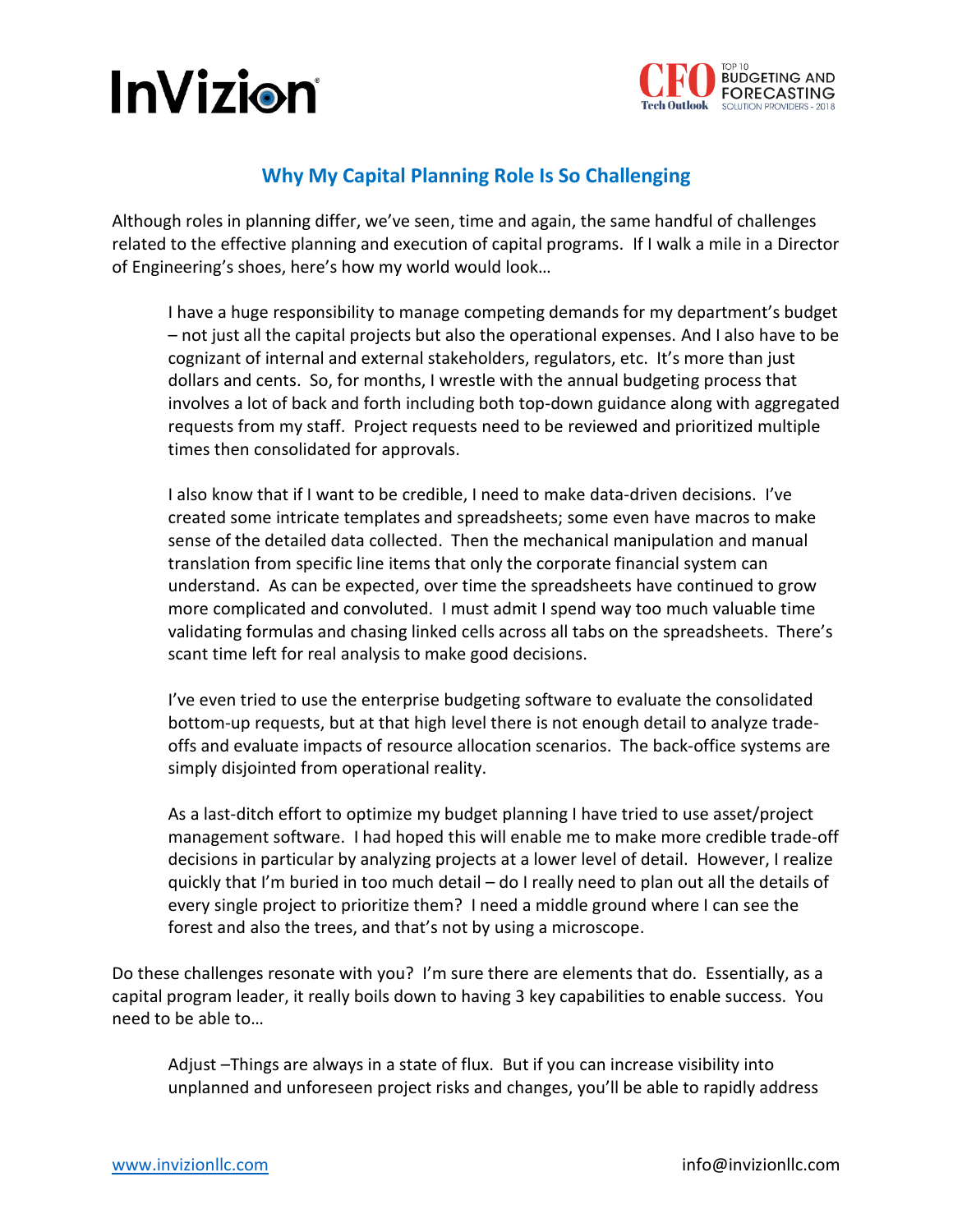## Why My Capital Planning Role Is So Challenging

Although roles in planning differ, we've seen, time and again, the same handful of challenges related to the effective planning and execution of capital programs. If I walk a mile in a Director of Engineering's shoes, here's how my world would look…

> I have a huge responsibility to manage competing demands for my department's budget – not just all the capital projects but also the operational expenses. And I also have to be cognizant of internal and external stakeholders, regulators, etc. It's more than just dollars and cents. So, for months, I wrestle with the annual budgeting process that involves a lot of back and forth including both top-down guidance along with aggregated requests from my staff. Project requests need to be reviewed and prioritized multiple times then consolidated for approvals.
>
> I also know that if I want to be credible, I need to make data-driven decisions. I've created some intricate templates and spreadsheets; some even have macros to make sense of the detailed data collected. Then the mechanical manipulation and manual translation from specific line items that only the corporate financial system can understand. As can be expected, over time the spreadsheets have continued to grow more complicated and convoluted. I must admit I spend way too much valuable time validating formulas and chasing linked cells across all tabs on the spreadsheets. There's scant time left for real analysis to make good decisions.
>
> I've even tried to use the enterprise budgeting software to evaluate the consolidated bottom-up requests, but at that high level there is not enough detail to analyze trade-offs and evaluate impacts of resource allocation scenarios. The back-office systems are simply disjointed from operational reality.
>
> As a last-ditch effort to optimize my budget planning I have tried to use asset/project management software. I had hoped this will enable me to make more credible trade-off decisions in particular by analyzing projects at a lower level of detail. However, I realize quickly that I'm buried in too much detail – do I really need to plan out all the details of every single project to prioritize them? I need a middle ground where I can see the forest and also the trees, and that's not by using a microscope.

Do these challenges resonate with you? I'm sure there are elements that do. Essentially, as a capital program leader, it really boils down to having 3 key capabilities to enable success. You need to be able to…

> Adjust –Things are always in a state of flux. But if you can increase visibility into unplanned and unforeseen project risks and changes, you'll be able to rapidly address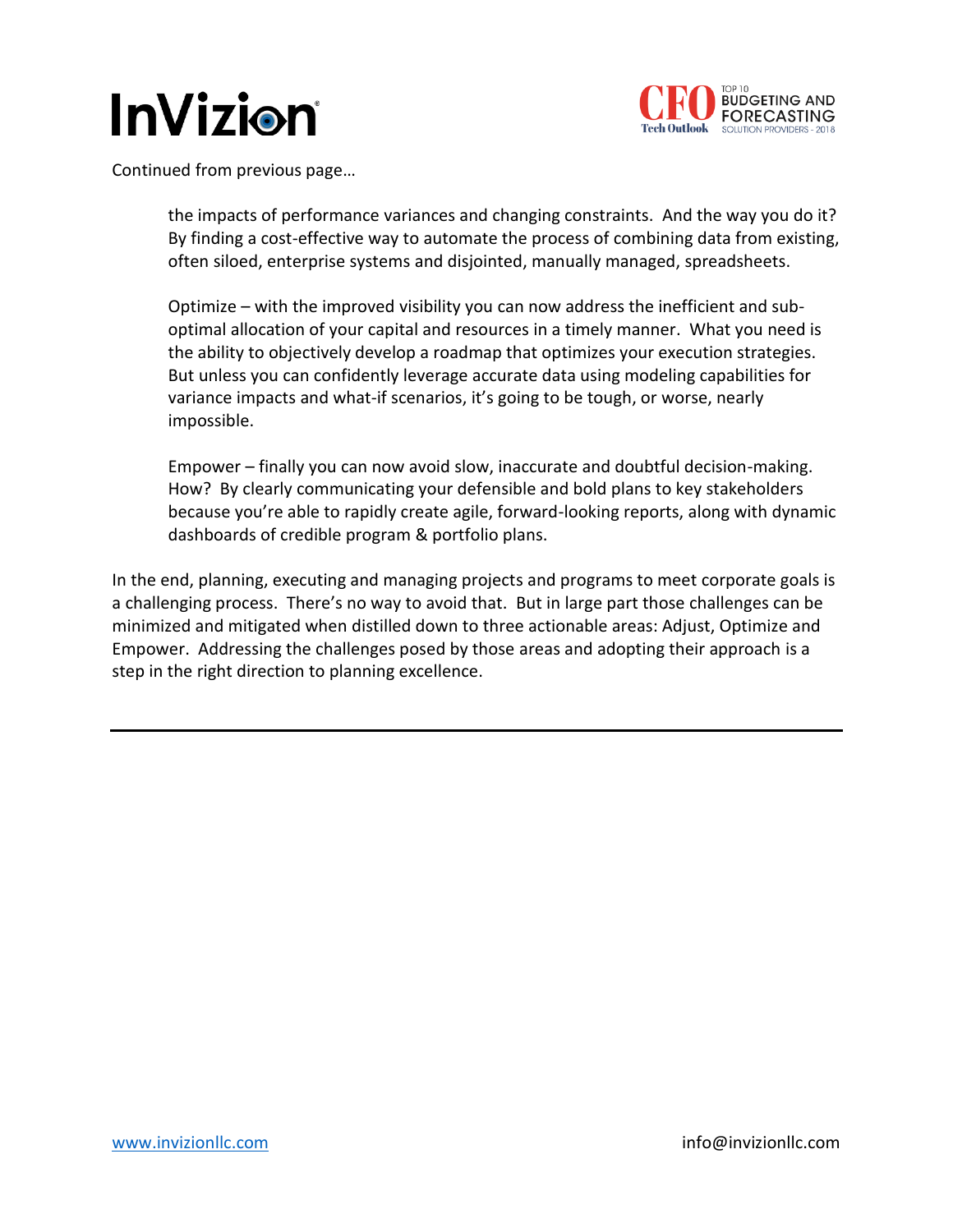Continued from previous page…

> the impacts of performance variances and changing constraints. And the way you do it? By finding a cost-effective way to automate the process of combining data from existing, often siloed, enterprise systems and disjointed, manually managed, spreadsheets.
>
> Optimize – with the improved visibility you can now address the inefficient and sub-optimal allocation of your capital and resources in a timely manner. What you need is the ability to objectively develop a roadmap that optimizes your execution strategies. But unless you can confidently leverage accurate data using modeling capabilities for variance impacts and what-if scenarios, it's going to be tough, or worse, nearly impossible.
>
> Empower – finally you can now avoid slow, inaccurate and doubtful decision-making. How? By clearly communicating your defensible and bold plans to key stakeholders because you're able to rapidly create agile, forward-looking reports, along with dynamic dashboards of credible program & portfolio plans.

In the end, planning, executing and managing projects and programs to meet corporate goals is a challenging process. There's no way to avoid that. But in large part those challenges can be minimized and mitigated when distilled down to three actionable areas: Adjust, Optimize and Empower. Addressing the challenges posed by those areas and adopting their approach is a step in the right direction to planning excellence.

---

www.invizionllc.com info@invizionllc.com